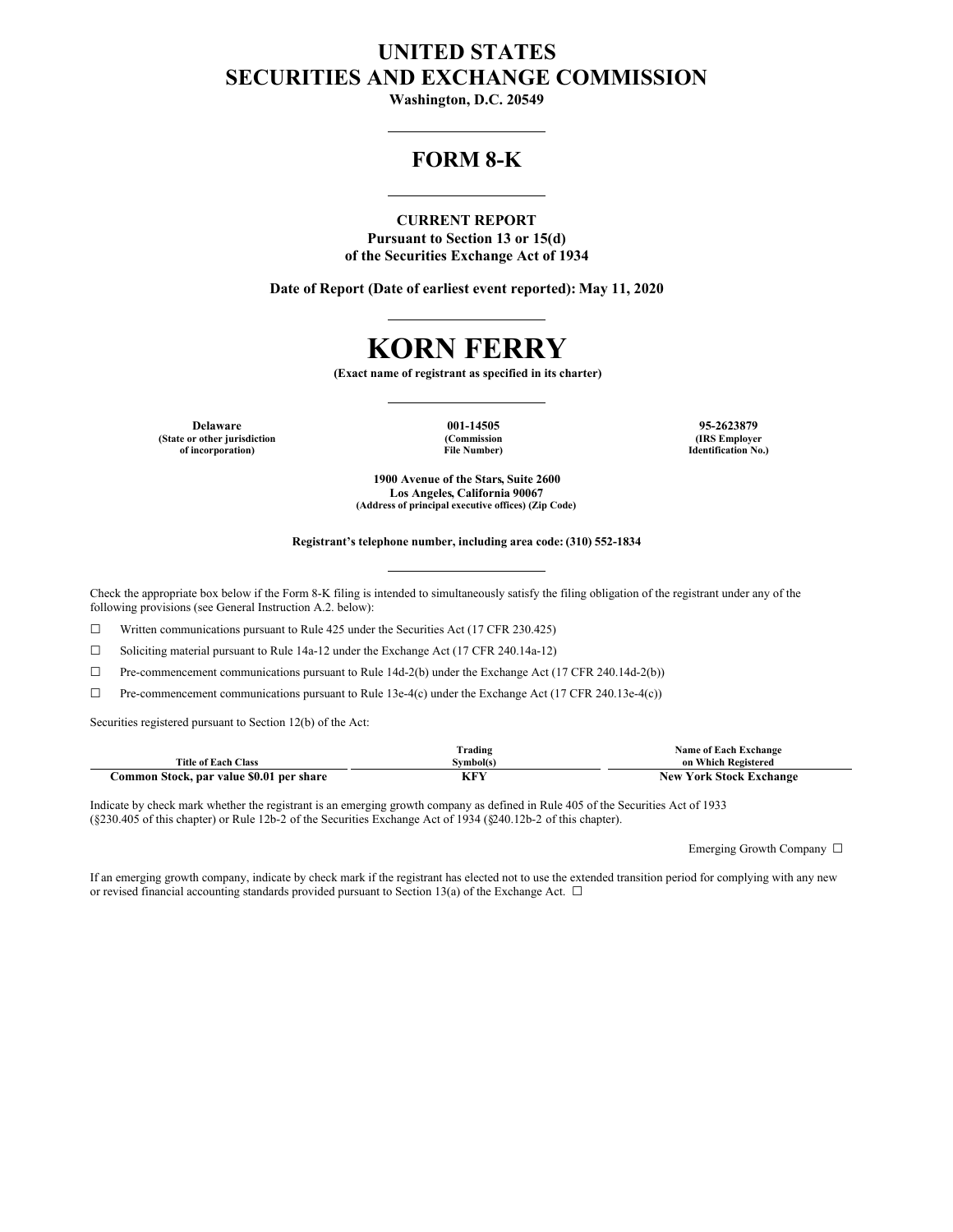# UNITED STATES
# SECURITIES AND EXCHANGE COMMISSION

**Washington, D.C. 20549**

---

## FORM 8-K

---

**CURRENT REPORT**
**Pursuant to Section 13 or 15(d)**
**of the Securities Exchange Act of 1934**

**Date of Report (Date of earliest event reported): May 11, 2020**

---

# KORN FERRY

**(Exact name of registrant as specified in its charter)**

---

| **Delaware** | **001-14505** | **95-2623879** |
|---|---|---|
| **(State or other jurisdiction of incorporation)** | **(Commission File Number)** | **(IRS Employer Identification No.)** |

**1900 Avenue of the Stars, Suite 2600**
**Los Angeles, California 90067**
**(Address of principal executive offices) (Zip Code)**

**Registrant's telephone number, including area code: (310) 552-1834**

---

Check the appropriate box below if the Form 8-K filing is intended to simultaneously satisfy the filing obligation of the registrant under any of the following provisions (see General Instruction A.2. below):

☐ Written communications pursuant to Rule 425 under the Securities Act (17 CFR 230.425)

☐ Soliciting material pursuant to Rule 14a-12 under the Exchange Act (17 CFR 240.14a-12)

☐ Pre-commencement communications pursuant to Rule 14d-2(b) under the Exchange Act (17 CFR 240.14d-2(b))

☐ Pre-commencement communications pursuant to Rule 13e-4(c) under the Exchange Act (17 CFR 240.13e-4(c))

Securities registered pursuant to Section 12(b) of the Act:

| Title of Each Class | Trading Symbol(s) | Name of Each Exchange on Which Registered |
|---|---|---|
| **Common Stock, par value $0.01 per share** | **KFY** | **New York Stock Exchange** |

Indicate by check mark whether the registrant is an emerging growth company as defined in Rule 405 of the Securities Act of 1933 (§230.405 of this chapter) or Rule 12b-2 of the Securities Exchange Act of 1934 (§240.12b-2 of this chapter).

Emerging Growth Company ☐

If an emerging growth company, indicate by check mark if the registrant has elected not to use the extended transition period for complying with any new or revised financial accounting standards provided pursuant to Section 13(a) of the Exchange Act. ☐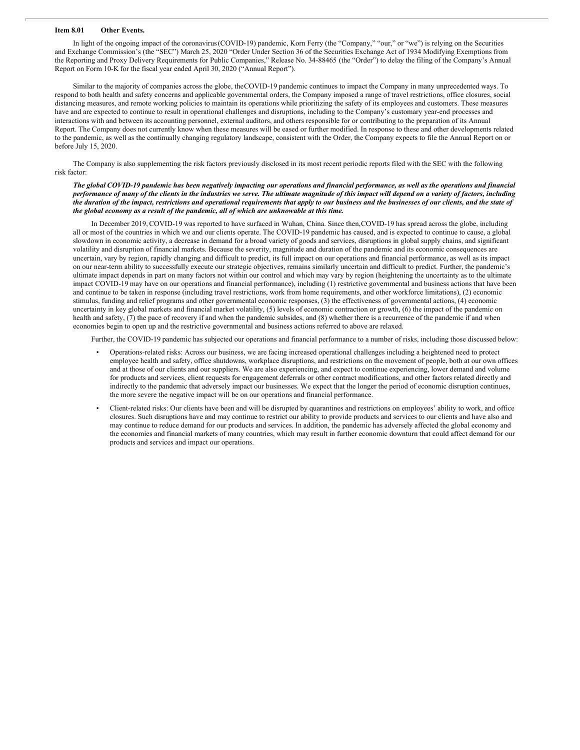## Item 8.01 Other Events.

In light of the ongoing impact of the coronavirus (COVID-19) pandemic, Korn Ferry (the "Company," "our," or "we") is relying on the Securities and Exchange Commission's (the "SEC") March 25, 2020 "Order Under Section 36 of the Securities Exchange Act of 1934 Modifying Exemptions from the Reporting and Proxy Delivery Requirements for Public Companies," Release No. 34-88465 (the "Order") to delay the filing of the Company's Annual Report on Form 10-K for the fiscal year ended April 30, 2020 ("Annual Report").

Similar to the majority of companies across the globe, the COVID-19 pandemic continues to impact the Company in many unprecedented ways. To respond to both health and safety concerns and applicable governmental orders, the Company imposed a range of travel restrictions, office closures, social distancing measures, and remote working policies to maintain its operations while prioritizing the safety of its employees and customers. These measures have and are expected to continue to result in operational challenges and disruptions, including to the Company's customary year-end processes and interactions with and between its accounting personnel, external auditors, and others responsible for or contributing to the preparation of its Annual Report. The Company does not currently know when these measures will be eased or further modified. In response to these and other developments related to the pandemic, as well as the continually changing regulatory landscape, consistent with the Order, the Company expects to file the Annual Report on or before July 15, 2020.

The Company is also supplementing the risk factors previously disclosed in its most recent periodic reports filed with the SEC with the following risk factor:

***The global COVID-19 pandemic has been negatively impacting our operations and financial performance, as well as the operations and financial performance of many of the clients in the industries we serve. The ultimate magnitude of this impact will depend on a variety of factors, including the duration of the impact, restrictions and operational requirements that apply to our business and the businesses of our clients, and the state of the global economy as a result of the pandemic, all of which are unknowable at this time.***

In December 2019, COVID-19 was reported to have surfaced in Wuhan, China. Since then, COVID-19 has spread across the globe, including all or most of the countries in which we and our clients operate. The COVID-19 pandemic has caused, and is expected to continue to cause, a global slowdown in economic activity, a decrease in demand for a broad variety of goods and services, disruptions in global supply chains, and significant volatility and disruption of financial markets. Because the severity, magnitude and duration of the pandemic and its economic consequences are uncertain, vary by region, rapidly changing and difficult to predict, its full impact on our operations and financial performance, as well as its impact on our near-term ability to successfully execute our strategic objectives, remains similarly uncertain and difficult to predict. Further, the pandemic's ultimate impact depends in part on many factors not within our control and which may vary by region (heightening the uncertainty as to the ultimate impact COVID-19 may have on our operations and financial performance), including (1) restrictive governmental and business actions that have been and continue to be taken in response (including travel restrictions, work from home requirements, and other workforce limitations), (2) economic stimulus, funding and relief programs and other governmental economic responses, (3) the effectiveness of governmental actions, (4) economic uncertainty in key global markets and financial market volatility, (5) levels of economic contraction or growth, (6) the impact of the pandemic on health and safety, (7) the pace of recovery if and when the pandemic subsides, and (8) whether there is a recurrence of the pandemic if and when economies begin to open up and the restrictive governmental and business actions referred to above are relaxed.

Further, the COVID-19 pandemic has subjected our operations and financial performance to a number of risks, including those discussed below:

- Operations-related risks: Across our business, we are facing increased operational challenges including a heightened need to protect employee health and safety, office shutdowns, workplace disruptions, and restrictions on the movement of people, both at our own offices and at those of our clients and our suppliers. We are also experiencing, and expect to continue experiencing, lower demand and volume for products and services, client requests for engagement deferrals or other contract modifications, and other factors related directly and indirectly to the pandemic that adversely impact our businesses. We expect that the longer the period of economic disruption continues, the more severe the negative impact will be on our operations and financial performance.
- Client-related risks: Our clients have been and will be disrupted by quarantines and restrictions on employees' ability to work, and office closures. Such disruptions have and may continue to restrict our ability to provide products and services to our clients and have also and may continue to reduce demand for our products and services. In addition, the pandemic has adversely affected the global economy and the economies and financial markets of many countries, which may result in further economic downturn that could affect demand for our products and services and impact our operations.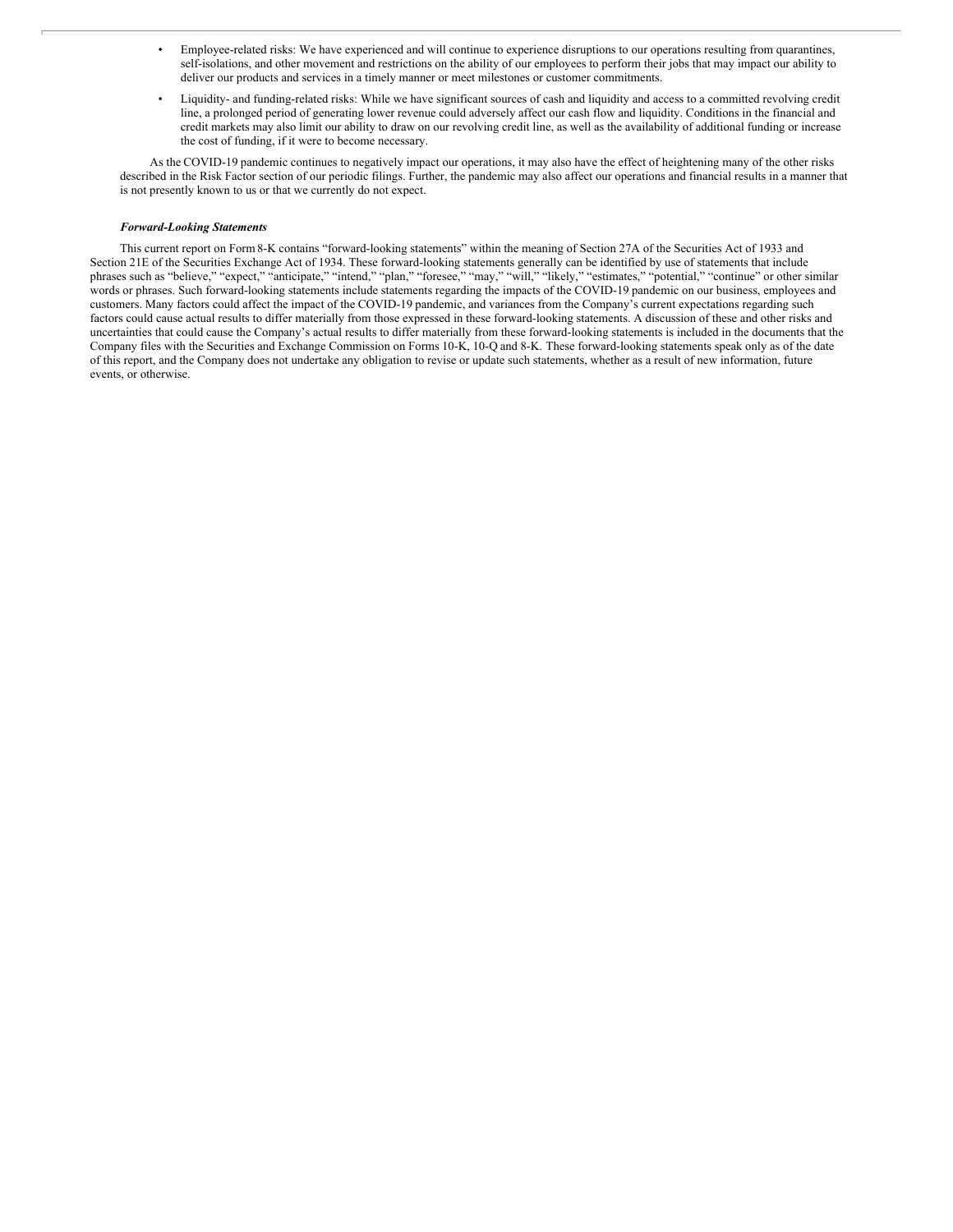- Employee-related risks: We have experienced and will continue to experience disruptions to our operations resulting from quarantines, self-isolations, and other movement and restrictions on the ability of our employees to perform their jobs that may impact our ability to deliver our products and services in a timely manner or meet milestones or customer commitments.
- Liquidity- and funding-related risks: While we have significant sources of cash and liquidity and access to a committed revolving credit line, a prolonged period of generating lower revenue could adversely affect our cash flow and liquidity. Conditions in the financial and credit markets may also limit our ability to draw on our revolving credit line, as well as the availability of additional funding or increase the cost of funding, if it were to become necessary.

As the COVID-19 pandemic continues to negatively impact our operations, it may also have the effect of heightening many of the other risks described in the Risk Factor section of our periodic filings. Further, the pandemic may also affect our operations and financial results in a manner that is not presently known to us or that we currently do not expect.

***Forward-Looking Statements***

This current report on Form 8-K contains "forward-looking statements" within the meaning of Section 27A of the Securities Act of 1933 and Section 21E of the Securities Exchange Act of 1934. These forward-looking statements generally can be identified by use of statements that include phrases such as "believe," "expect," "anticipate," "intend," "plan," "foresee," "may," "will," "likely," "estimates," "potential," "continue" or other similar words or phrases. Such forward-looking statements include statements regarding the impacts of the COVID-19 pandemic on our business, employees and customers. Many factors could affect the impact of the COVID-19 pandemic, and variances from the Company's current expectations regarding such factors could cause actual results to differ materially from those expressed in these forward-looking statements. A discussion of these and other risks and uncertainties that could cause the Company's actual results to differ materially from these forward-looking statements is included in the documents that the Company files with the Securities and Exchange Commission on Forms 10-K, 10-Q and 8-K. These forward-looking statements speak only as of the date of this report, and the Company does not undertake any obligation to revise or update such statements, whether as a result of new information, future events, or otherwise.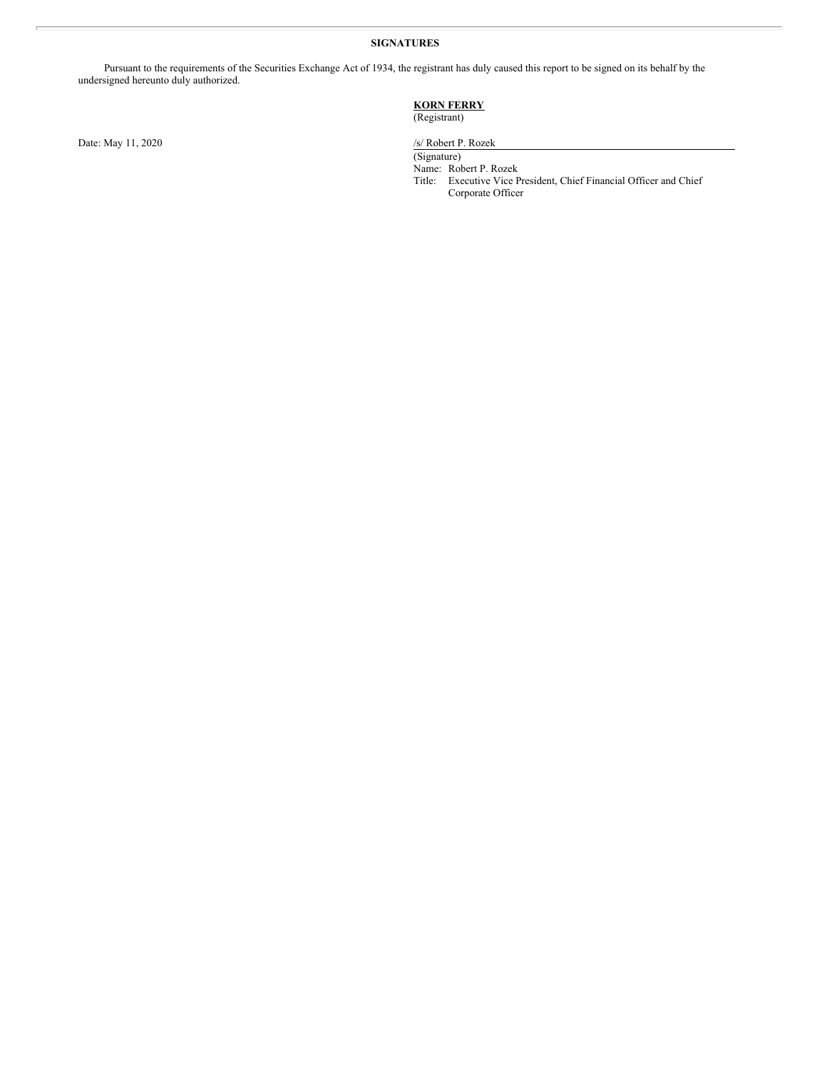## SIGNATURES

Pursuant to the requirements of the Securities Exchange Act of 1934, the registrant has duly caused this report to be signed on its behalf by the undersigned hereunto duly authorized.

**KORN FERRY**
(Registrant)

Date: May 11, 2020

/s/ Robert P. Rozek
(Signature)
Name: Robert P. Rozek
Title: Executive Vice President, Chief Financial Officer and Chief Corporate Officer